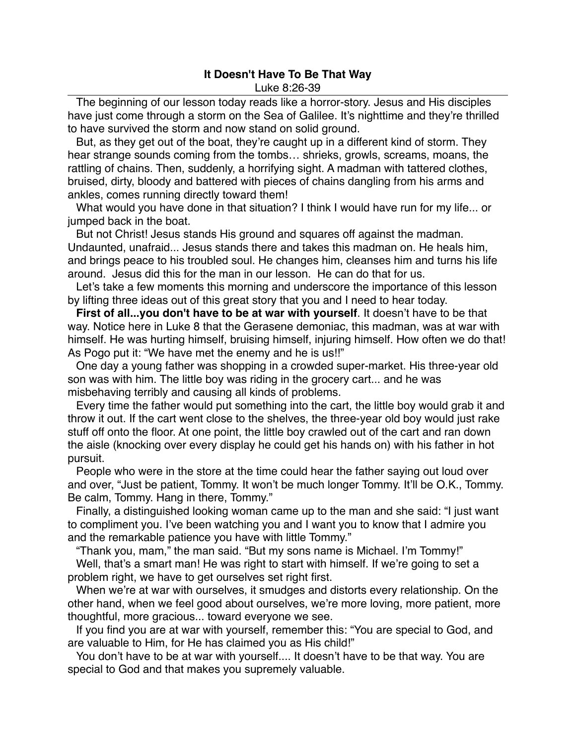**It Doesn't Have To Be That Way**

Luke 8:26-39

The beginning of our lesson today reads like a horror-story. Jesus and His disciples have just come through a storm on the Sea of Galilee. It's nighttime and they're thrilled to have survived the storm and now stand on solid ground.

But, as they get out of the boat, they're caught up in a different kind of storm. They hear strange sounds coming from the tombs… shrieks, growls, screams, moans, the rattling of chains. Then, suddenly, a horrifying sight. A madman with tattered clothes, bruised, dirty, bloody and battered with pieces of chains dangling from his arms and ankles, comes running directly toward them!

What would you have done in that situation? I think I would have run for my life... or jumped back in the boat.

But not Christ! Jesus stands His ground and squares off against the madman. Undaunted, unafraid... Jesus stands there and takes this madman on. He heals him, and brings peace to his troubled soul. He changes him, cleanses him and turns his life around. Jesus did this for the man in our lesson. He can do that for us.

Let's take a few moments this morning and underscore the importance of this lesson by lifting three ideas out of this great story that you and I need to hear today.

**First of all...you don't have to be at war with yourself**. It doesn't have to be that way. Notice here in Luke 8 that the Gerasene demoniac, this madman, was at war with himself. He was hurting himself, bruising himself, injuring himself. How often we do that! As Pogo put it: "We have met the enemy and he is us!!"

One day a young father was shopping in a crowded super-market. His three-year old son was with him. The little boy was riding in the grocery cart... and he was misbehaving terribly and causing all kinds of problems.

Every time the father would put something into the cart, the little boy would grab it and throw it out. If the cart went close to the shelves, the three-year old boy would just rake stuff off onto the floor. At one point, the little boy crawled out of the cart and ran down the aisle (knocking over every display he could get his hands on) with his father in hot pursuit.

People who were in the store at the time could hear the father saying out loud over and over, "Just be patient, Tommy. It won't be much longer Tommy. It'll be O.K., Tommy. Be calm, Tommy. Hang in there, Tommy."

Finally, a distinguished looking woman came up to the man and she said: "I just want to compliment you. I've been watching you and I want you to know that I admire you and the remarkable patience you have with little Tommy."

"Thank you, mam," the man said. "But my sons name is Michael. I'm Tommy!"

Well, that's a smart man! He was right to start with himself. If we're going to set a problem right, we have to get ourselves set right first.

When we're at war with ourselves, it smudges and distorts every relationship. On the other hand, when we feel good about ourselves, we're more loving, more patient, more thoughtful, more gracious... toward everyone we see.

If you find you are at war with yourself, remember this: "You are special to God, and are valuable to Him, for He has claimed you as His child!"

You don't have to be at war with yourself.... It doesn't have to be that way. You are special to God and that makes you supremely valuable.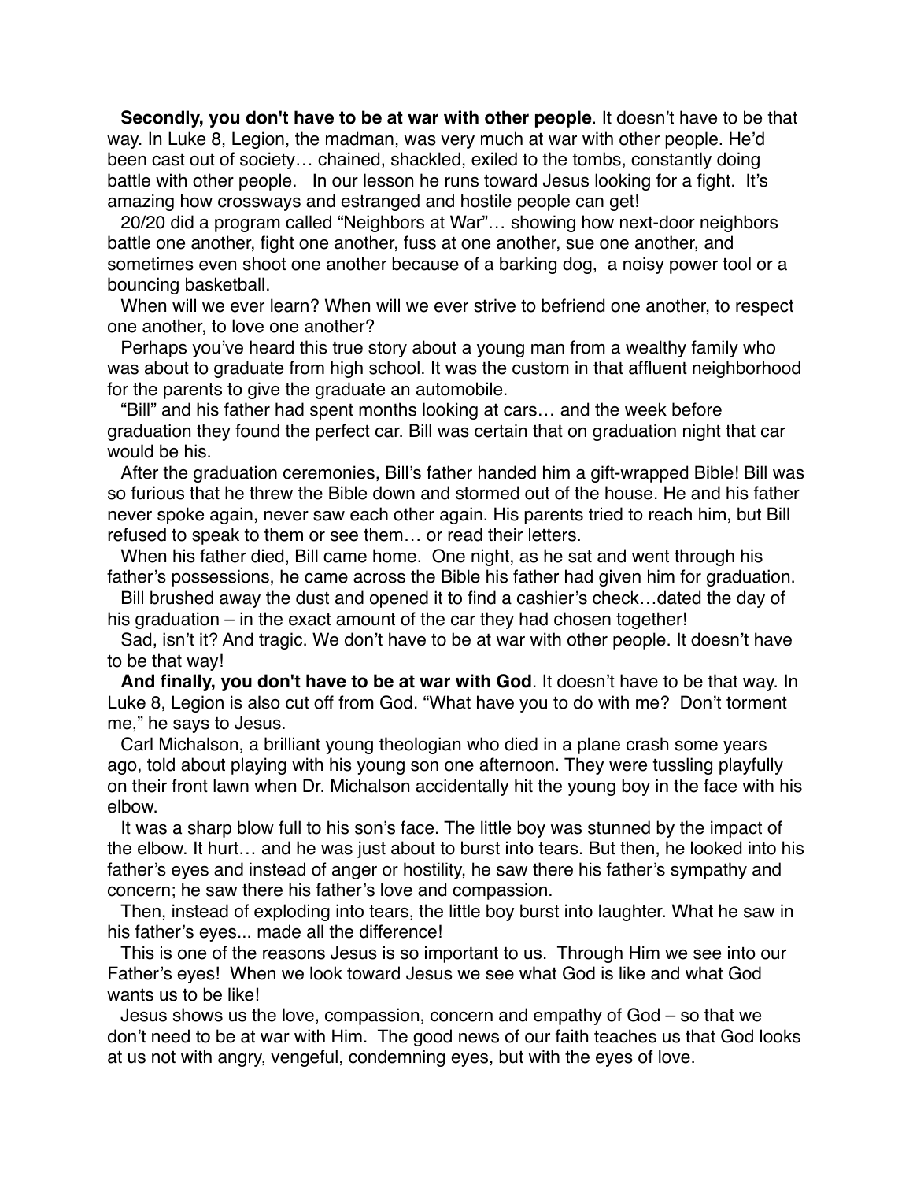**Secondly, you don't have to be at war with other people**. It doesn't have to be that way. In Luke 8, Legion, the madman, was very much at war with other people. He'd been cast out of society… chained, shackled, exiled to the tombs, constantly doing battle with other people. In our lesson he runs toward Jesus looking for a fight. It's amazing how crossways and estranged and hostile people can get!

20/20 did a program called "Neighbors at War"… showing how next-door neighbors battle one another, fight one another, fuss at one another, sue one another, and sometimes even shoot one another because of a barking dog, a noisy power tool or a bouncing basketball.

When will we ever learn? When will we ever strive to befriend one another, to respect one another, to love one another?

Perhaps you've heard this true story about a young man from a wealthy family who was about to graduate from high school. It was the custom in that affluent neighborhood for the parents to give the graduate an automobile.

"Bill" and his father had spent months looking at cars… and the week before graduation they found the perfect car. Bill was certain that on graduation night that car would be his.

After the graduation ceremonies, Bill's father handed him a gift-wrapped Bible! Bill was so furious that he threw the Bible down and stormed out of the house. He and his father never spoke again, never saw each other again. His parents tried to reach him, but Bill refused to speak to them or see them… or read their letters.

When his father died, Bill came home. One night, as he sat and went through his father's possessions, he came across the Bible his father had given him for graduation.

Bill brushed away the dust and opened it to find a cashier's check…dated the day of his graduation – in the exact amount of the car they had chosen together!

Sad, isn't it? And tragic. We don't have to be at war with other people. It doesn't have to be that way!

**And finally, you don't have to be at war with God**. It doesn't have to be that way. In Luke 8, Legion is also cut off from God. "What have you to do with me? Don't torment me," he says to Jesus.

Carl Michalson, a brilliant young theologian who died in a plane crash some years ago, told about playing with his young son one afternoon. They were tussling playfully on their front lawn when Dr. Michalson accidentally hit the young boy in the face with his elbow.

It was a sharp blow full to his son's face. The little boy was stunned by the impact of the elbow. It hurt… and he was just about to burst into tears. But then, he looked into his father's eyes and instead of anger or hostility, he saw there his father's sympathy and concern; he saw there his father's love and compassion.

Then, instead of exploding into tears, the little boy burst into laughter. What he saw in his father's eyes... made all the difference!

This is one of the reasons Jesus is so important to us. Through Him we see into our Father's eyes! When we look toward Jesus we see what God is like and what God wants us to be like!

Jesus shows us the love, compassion, concern and empathy of God – so that we don't need to be at war with Him. The good news of our faith teaches us that God looks at us not with angry, vengeful, condemning eyes, but with the eyes of love.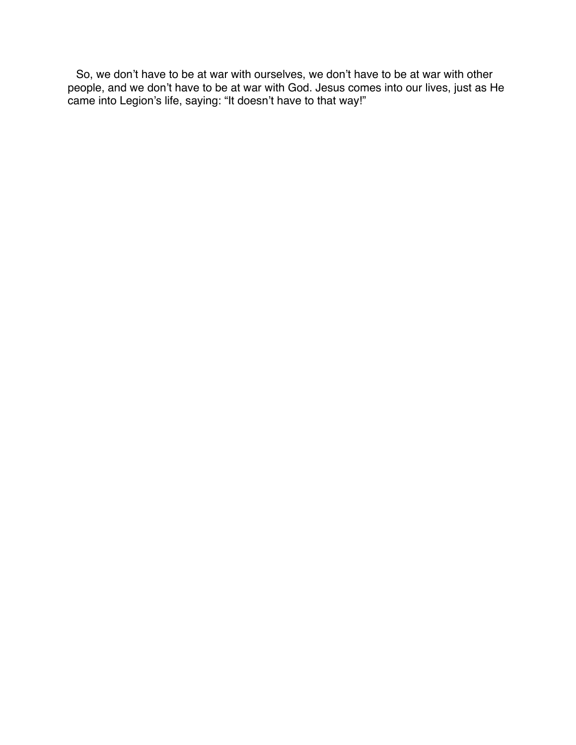So, we don't have to be at war with ourselves, we don't have to be at war with other people, and we don't have to be at war with God. Jesus comes into our lives, just as He came into Legion's life, saying: "It doesn't have to that way!"